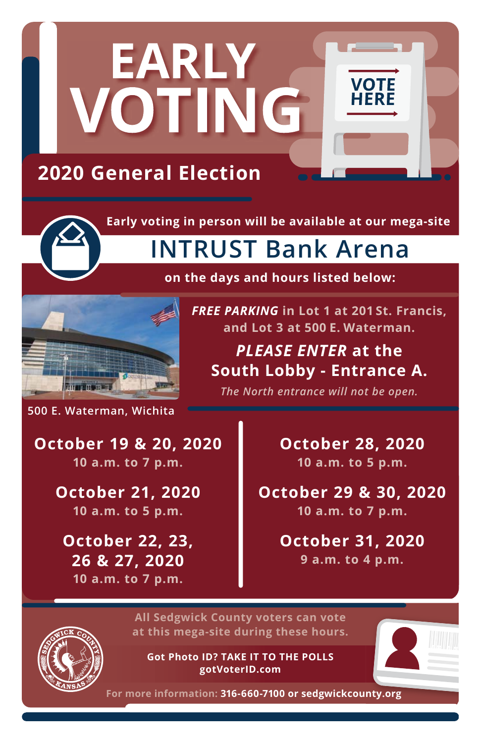# EARLY VOTING

## 2020 General Election

**Early voting in person will be available at our mega-site**

## INTRUST Bank Arena

**on the days and hours listed below:**

***FREE PARKING*** **in Lot 1 at 201 St. Francis, and Lot 3 at 500 E. Waterman.**

***PLEASE ENTER*** **at the South Lobby - Entrance A.**

*The North entrance will not be open.*

500 E. Waterman, Wichita

**October 19 & 20, 2020**
10 a.m. to 7 p.m.

**October 21, 2020**
10 a.m. to 5 p.m.

**October 22, 23, 26 & 27, 2020**
10 a.m. to 7 p.m.

**October 28, 2020**
10 a.m. to 5 p.m.

**October 29 & 30, 2020**
10 a.m. to 7 p.m.

**October 31, 2020**
9 a.m. to 4 p.m.

**All Sedgwick County voters can vote at this mega-site during these hours.**

**Got Photo ID? TAKE IT TO THE POLLS**
**gotVoterID.com**

For more information: **316-660-7100 or sedgwickcounty.org**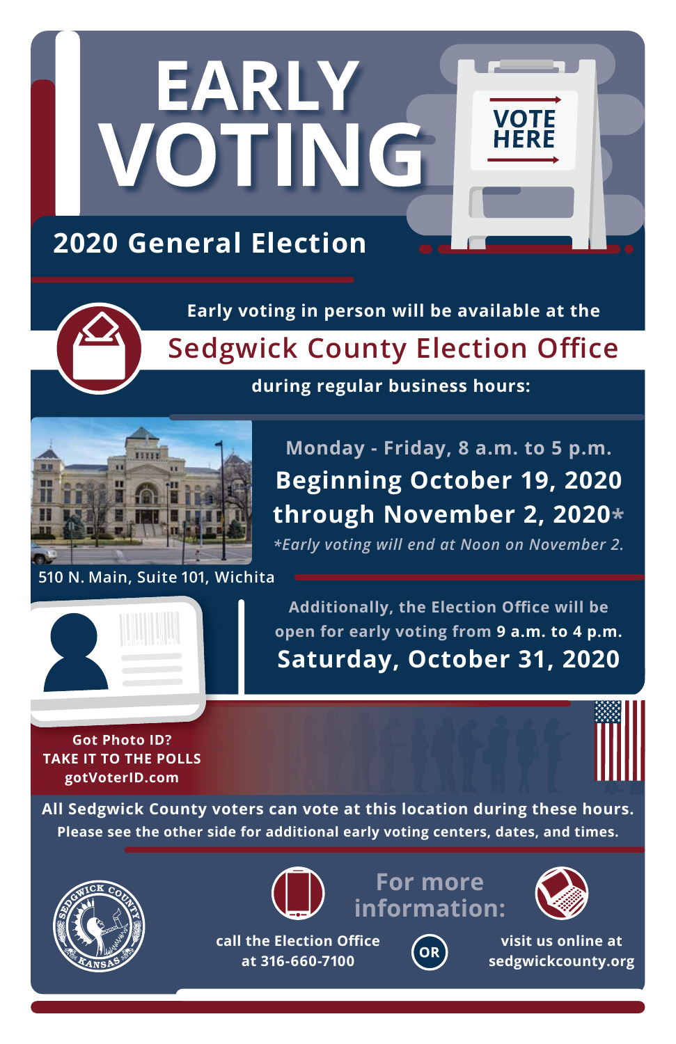# EARLY VOTING

## 2020 General Election

Early voting in person will be available at the

## Sedgwick County Election Office

during regular business hours:

**Monday - Friday, 8 a.m. to 5 p.m.**

**Beginning October 19, 2020 through November 2, 2020***

*\*Early voting will end at Noon on November 2.*

510 N. Main, Suite 101, Wichita

Additionally, the Election Office will be open for early voting from **9 a.m. to 4 p.m.**

**Saturday, October 31, 2020**

**Got Photo ID?**
**TAKE IT TO THE POLLS**
**gotVoterID.com**

**All Sedgwick County voters can vote at this location during these hours.**

**Please see the other side for additional early voting centers, dates, and times.**

## For more information:

call the Election Office at 316-660-7100

OR

visit us online at sedgwickcounty.org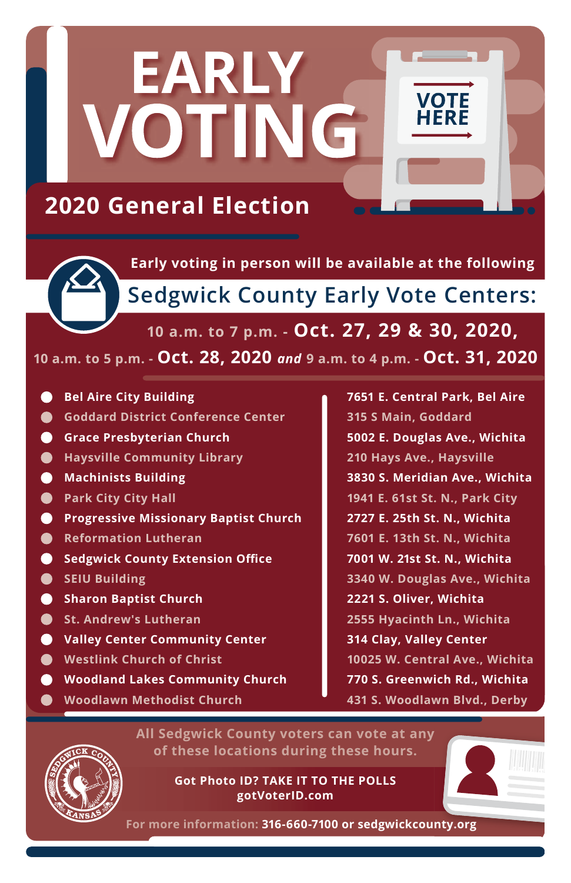# EARLY VOTING

VOTE HERE

## 2020 General Election

Early voting in person will be available at the following

## Sedgwick County Early Vote Centers:

10 a.m. to 7 p.m. - **Oct. 27, 29 & 30, 2020,**

10 a.m. to 5 p.m. - **Oct. 28, 2020** *and* 9 a.m. to 4 p.m. - **Oct. 31, 2020**

| | |
|---|---|
| Bel Aire City Building | 7651 E. Central Park, Bel Aire |
| Goddard District Conference Center | 315 S Main, Goddard |
| Grace Presbyterian Church | 5002 E. Douglas Ave., Wichita |
| Haysville Community Library | 210 Hays Ave., Haysville |
| Machinists Building | 3830 S. Meridian Ave., Wichita |
| Park City City Hall | 1941 E. 61st St. N., Park City |
| Progressive Missionary Baptist Church | 2727 E. 25th St. N., Wichita |
| Reformation Lutheran | 7601 E. 13th St. N., Wichita |
| Sedgwick County Extension Office | 7001 W. 21st St. N., Wichita |
| SEIU Building | 3340 W. Douglas Ave., Wichita |
| Sharon Baptist Church | 2221 S. Oliver, Wichita |
| St. Andrew's Lutheran | 2555 Hyacinth Ln., Wichita |
| Valley Center Community Center | 314 Clay, Valley Center |
| Westlink Church of Christ | 10025 W. Central Ave., Wichita |
| Woodland Lakes Community Church | 770 S. Greenwich Rd., Wichita |
| Woodlawn Methodist Church | 431 S. Woodlawn Blvd., Derby |

All Sedgwick County voters can vote at any of these locations during these hours.

**Got Photo ID? TAKE IT TO THE POLLS**
**gotVoterID.com**

For more information: **316-660-7100 or sedgwickcounty.org**